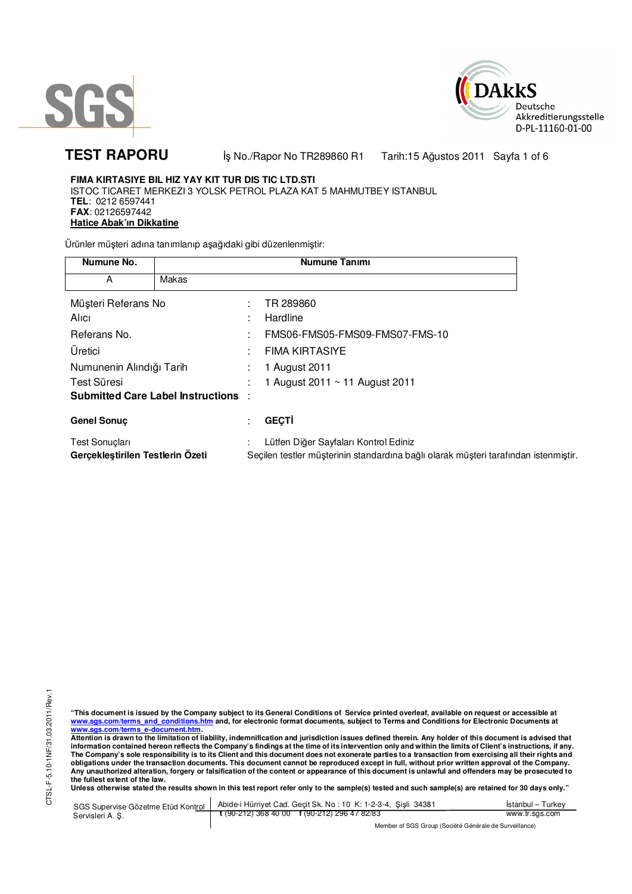# TEST RAPORU

İş No./Rapor No TR289860 R1 Tarih:15 Ağustos 2011

**FIMA KIRTASIYE BIL HIZ YAY KIT TUR DIS TIC LTD.STI**
ISTOC TICARET MERKEZI 3 YOLSK PETROL PLAZA KAT 5 MAHMUTBEY ISTANBUL
**TEL**: 0212 6597441
**FAX**: 02126597442
**Hatice Abak'ın Dikkatine**

Ürünler müşteri adına tanımlanıp aşağıdaki gibi düzenlenmiştir:

| Numune No. | Numune Tanımı |
|---|---|
| A | Makas |

| | | |
|---|---|---|
| Müşteri Referans No | : | TR 289860 |
| Alıcı | : | Hardline |
| Referans No. | : | FMS06-FMS05-FMS09-FMS07-FMS-10 |
| Üretici | : | FIMA KIRTASIYE |
| Numunenin Alındığı Tarih | : | 1 August 2011 |
| Test Süresi | : | 1 August 2011 ~ 11 August 2011 |
| **Submitted Care Label Instructions** | : | |
| **Genel Sonuç** | : | **GEÇTİ** |
| Test Sonuçları | : | Lütfen Diğer Sayfaları Kontrol Ediniz |
| **Gerçekleştirilen Testlerin Özeti** | | Seçilen testler müşterinin standardına bağlı olarak müşteri tarafından istenmiştir. |

**"This document is issued by the Company subject to its General Conditions of Service printed overleaf, available on request or accessible at www.sgs.com/terms_and_conditions.htm and, for electronic format documents, subject to Terms and Conditions for Electronic Documents at www.sgs.com/terms_e-document.htm.**
**Attention is drawn to the limitation of liability, indemnification and jurisdiction issues defined therein. Any holder of this document is advised that information contained hereon reflects the Company's findings at the time of its intervention only and within the limits of Client's instructions, if any. The Company's sole responsibility is to its Client and this document does not exonerate parties to a transaction from exercising all their rights and obligations under the transaction documents. This document cannot be reproduced except in full, without prior written approval of the Company. Any unauthorized alteration, forgery or falsification of the content or appearance of this document is unlawful and offenders may be prosecuted to the fullest extent of the law.**
**Unless otherwise stated the results shown in this test report refer only to the sample(s) tested and such sample(s) are retained for 30 days only."**

SGS Supervise Gözetme Etüd Kontrol Servisleri A. Ş. | Abide-i Hürriyet Cad. Geçit Sk. No : 10 K: 1-2-3-4, Şişli 34381 | t (90-212) 368 40 00 f (90-212) 296 47 82/83 | İstanbul – Turkey | www.tr.sgs.com

Member of SGS Group (Société Générale de Surveillance)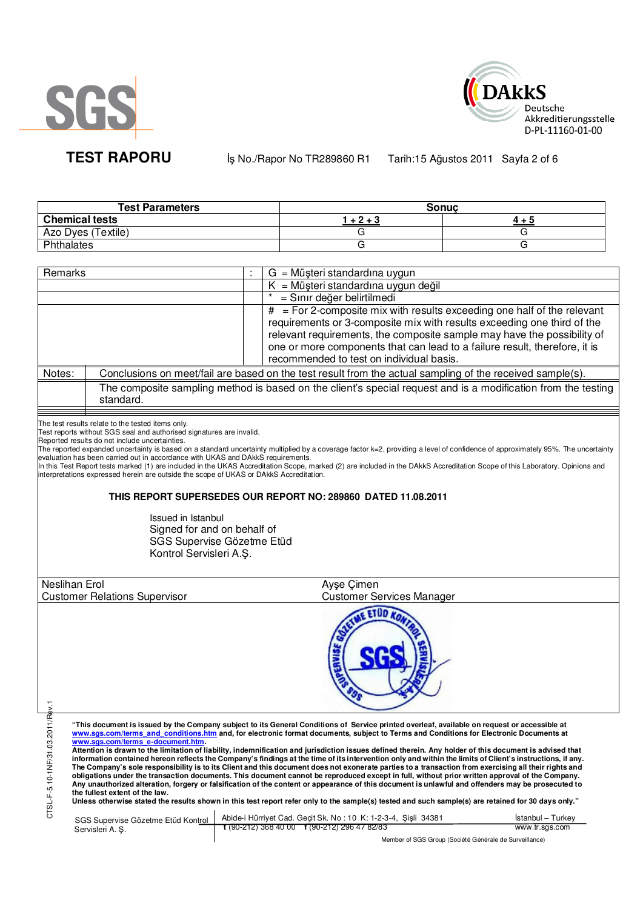**TEST RAPORU** İş No./Rapor No TR289860 R1 Tarih:15 Ağustos 2011

| Test Parameters | Sonuç | |
|---|---|---|
| **Chemical tests** | **1 + 2 + 3** | **4 + 5** |
| Azo Dyes (Textile) | G | G |
| Phthalates | G | G |

| | | |
|---|---|---|
| Remarks | : | G = Müşteri standardına uygun |
| | | K = Müşteri standardına uygun değil |
| | | * = Sınır değer belirtilmedi |
| | | # = For 2-composite mix with results exceeding one half of the relevant requirements or 3-composite mix with results exceeding one third of the relevant requirements, the composite sample may have the possibility of one or more components that can lead to a failure result, therefore, it is recommended to test on individual basis. |
| Notes: | Conclusions on meet/fail are based on the test result from the actual sampling of the received sample(s). | |
| | The composite sampling method is based on the client's special request and is a modification from the testing standard. | |

The test results relate to the tested items only.
Test reports without SGS seal and authorised signatures are invalid.
Reported results do not include uncertainties.
The reported expanded uncertainty is based on a standard uncertainty multiplied by a coverage factor k=2, providing a level of confidence of approximately 95%. The uncertainty evaluation has been carried out in accordance with UKAS and DAkkS requirements.
In this Test Report tests marked (1) are included in the UKAS Accreditation Scope, marked (2) are included in the DAkkS Accreditation Scope of this Laboratory. Opinions and interpretations expressed herein are outside the scope of UKAS or DAkkS Accreditation.

**THIS REPORT SUPERSEDES OUR REPORT NO: 289860 DATED 11.08.2011**

Issued in Istanbul
Signed for and on behalf of
SGS Supervise Gözetme Etüd
Kontrol Servisleri A.Ş.

| | |
|---|---|
| Neslihan Erol | Ayşe Çimen |
| Customer Relations Supervisor | Customer Services Manager |

**"This document is issued by the Company subject to its General Conditions of Service printed overleaf, available on request or accessible at www.sgs.com/terms_and_conditions.htm and, for electronic format documents, subject to Terms and Conditions for Electronic Documents at www.sgs.com/terms_e-document.htm.**
**Attention is drawn to the limitation of liability, indemnification and jurisdiction issues defined therein. Any holder of this document is advised that information contained hereon reflects the Company's findings at the time of its intervention only and within the limits of Client's instructions, if any. The Company's sole responsibility is to its Client and this document does not exonerate parties to a transaction from exercising all their rights and obligations under the transaction documents. This document cannot be reproduced except in full, without prior written approval of the Company. Any unauthorized alteration, forgery or falsification of the content or appearance of this document is unlawful and offenders may be prosecuted to the fullest extent of the law.**
**Unless otherwise stated the results shown in this test report refer only to the sample(s) tested and such sample(s) are retained for 30 days only."**

SGS Supervise Gözetme Etüd Kontrol Servisleri A. Ş. | Abide-i Hürriyet Cad. Geçit Sk. No : 10 K: 1-2-3-4, Şişli 34381 t (90-212) 368 40 00 f (90-212) 296 47 82/83 | İstanbul – Turkey www.tr.sgs.com

Member of SGS Group (Société Générale de Surveillance)

CTSL-F-5.10-1NF/31.03.2011/Rev.1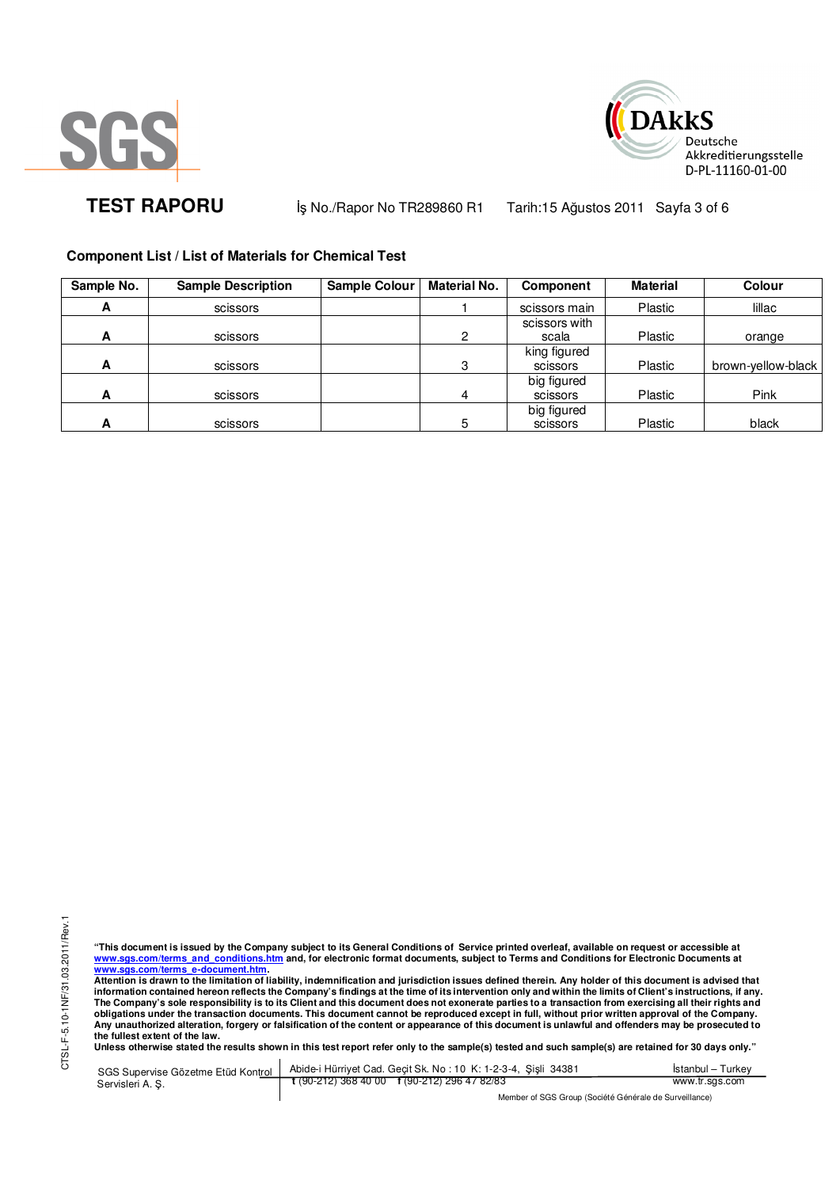**TEST RAPORU** İş No./Rapor No TR289860 R1 Tarih:15 Ağustos 2011

### Component List / List of Materials for Chemical Test

| Sample No. | Sample Description | Sample Colour | Material No. | Component | Material | Colour |
|---|---|---|---|---|---|---|
| A | scissors | | 1 | scissors main | Plastic | lillac |
| A | scissors | | 2 | scissors with scala | Plastic | orange |
| A | scissors | | 3 | king figured scissors | Plastic | brown-yellow-black |
| A | scissors | | 4 | big figured scissors | Plastic | Pink |
| A | scissors | | 5 | big figured scissors | Plastic | black |

**"This document is issued by the Company subject to its General Conditions of Service printed overleaf, available on request or accessible at www.sgs.com/terms_and_conditions.htm and, for electronic format documents, subject to Terms and Conditions for Electronic Documents at www.sgs.com/terms_e-document.htm.**
**Attention is drawn to the limitation of liability, indemnification and jurisdiction issues defined therein. Any holder of this document is advised that information contained hereon reflects the Company's findings at the time of its intervention only and within the limits of Client's instructions, if any. The Company's sole responsibility is to its Client and this document does not exonerate parties to a transaction from exercising all their rights and obligations under the transaction documents. This document cannot be reproduced except in full, without prior written approval of the Company. Any unauthorized alteration, forgery or falsification of the content or appearance of this document is unlawful and offenders may be prosecuted to the fullest extent of the law.**
**Unless otherwise stated the results shown in this test report refer only to the sample(s) tested and such sample(s) are retained for 30 days only."**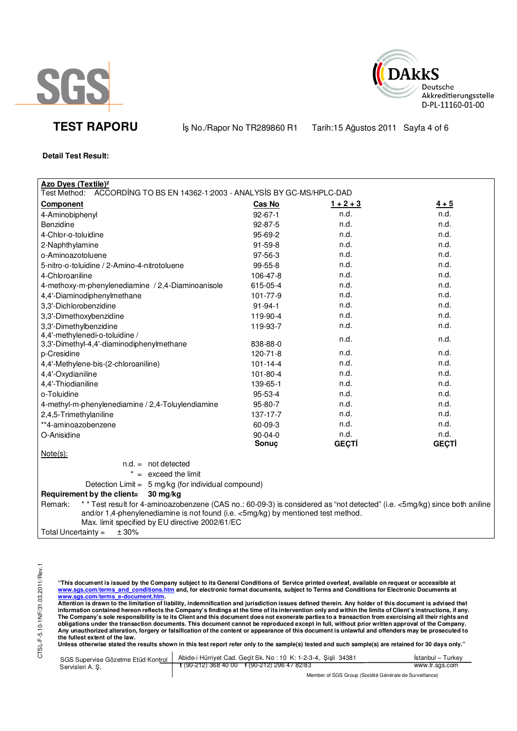**TEST RAPORU** İş No./Rapor No TR289860 R1 Tarih:15 Ağustos 2011

**Detail Test Result:**

**Azo Dyes (Textile)²**

Test Method: ACCORDİNG TO BS EN 14362-1:2003 - ANALYSİS BY GC-MS/HPLC-DAD

| Component | Cas No | 1 + 2 + 3 | 4 + 5 |
|---|---|---|---|
| 4-Aminobiphenyl | 92-67-1 | n.d. | n.d. |
| Benzidine | 92-87-5 | n.d. | n.d. |
| 4-Chlor-o-toluidine | 95-69-2 | n.d. | n.d. |
| 2-Naphthylamine | 91-59-8 | n.d. | n.d. |
| o-Aminoazotoluene | 97-56-3 | n.d. | n.d. |
| 5-nitro-o-toluidine / 2-Amino-4-nitrotoluene | 99-55-8 | n.d. | n.d. |
| 4-Chloroaniline | 106-47-8 | n.d. | n.d. |
| 4-methoxy-m-phenylenediamine / 2,4-Diaminoanisole | 615-05-4 | n.d. | n.d. |
| 4,4'-Diaminodiphenylmethane | 101-77-9 | n.d. | n.d. |
| 3,3'-Dichlorobenzidine | 91-94-1 | n.d. | n.d. |
| 3,3'-Dimethoxybenzidine | 119-90-4 | n.d. | n.d. |
| 3,3'-Dimethylbenzidine | 119-93-7 | n.d. | n.d. |
| 4,4'-methylenedi-o-toluidine / 3,3'-Dimethyl-4,4'-diaminodiphenylmethane | 838-88-0 | n.d. | n.d. |
| p-Cresidine | 120-71-8 | n.d. | n.d. |
| 4,4'-Methylene-bis-(2-chloroaniline) | 101-14-4 | n.d. | n.d. |
| 4,4'-Oxydianiline | 101-80-4 | n.d. | n.d. |
| 4,4'-Thiodianiline | 139-65-1 | n.d. | n.d. |
| o-Toluidine | 95-53-4 | n.d. | n.d. |
| 4-methyl-m-phenylenediamine / 2,4-Toluylendiamine | 95-80-7 | n.d. | n.d. |
| 2,4,5-Trimethylaniline | 137-17-7 | n.d. | n.d. |
| **4-aminoazobenzene | 60-09-3 | n.d. | n.d. |
| O-Anisidine | 90-04-0 | n.d. | n.d. |
| | **Sonuç** | **GEÇTİ** | **GEÇTİ** |

Note(s):

n.d. = not detected

* = exceed the limit

Detection Limit = 5 mg/kg (for individual compound)

**Requirement by the client= 30 mg/kg**

Remark: ** Test result for 4-aminoazobenzene (CAS no.: 60-09-3) is considered as "not detected" (i.e. <5mg/kg) since both aniline and/or 1,4-phenylenediamine is not found (i.e. <5mg/kg) by mentioned test method.
Max. limit specified by EU directive 2002/61/EC

Total Uncertainty = ± 30%

"This document is issued by the Company subject to its General Conditions of Service printed overleaf, available on request or accessible at www.sgs.com/terms_and_conditions.htm and, for electronic format documents, subject to Terms and Conditions for Electronic Documents at www.sgs.com/terms_e-document.htm.
Attention is drawn to the limitation of liability, indemnification and jurisdiction issues defined therein. Any holder of this document is advised that information contained hereon reflects the Company's findings at the time of its intervention only and within the limits of Client's instructions, if any. The Company's sole responsibility is to its Client and this document does not exonerate parties to a transaction from exercising all their rights and obligations under the transaction documents. This document cannot be reproduced except in full, without prior written approval of the Company. Any unauthorized alteration, forgery or falsification of the content or appearance of this document is unlawful and offenders may be prosecuted to the fullest extent of the law.
Unless otherwise stated the results shown in this test report refer only to the sample(s) tested and such sample(s) are retained for 30 days only."

SGS Supervise Gözetme Etüd Kontrol Servisleri A. Ş. | Abide-i Hürriyet Cad. Geçit Sk. No : 10 K: 1-2-3-4, Şişli 34381 | t (90-212) 368 40 00 f (90-212) 296 47 82/83 | İstanbul – Turkey | www.tr.sgs.com

Member of SGS Group (Société Générale de Surveillance)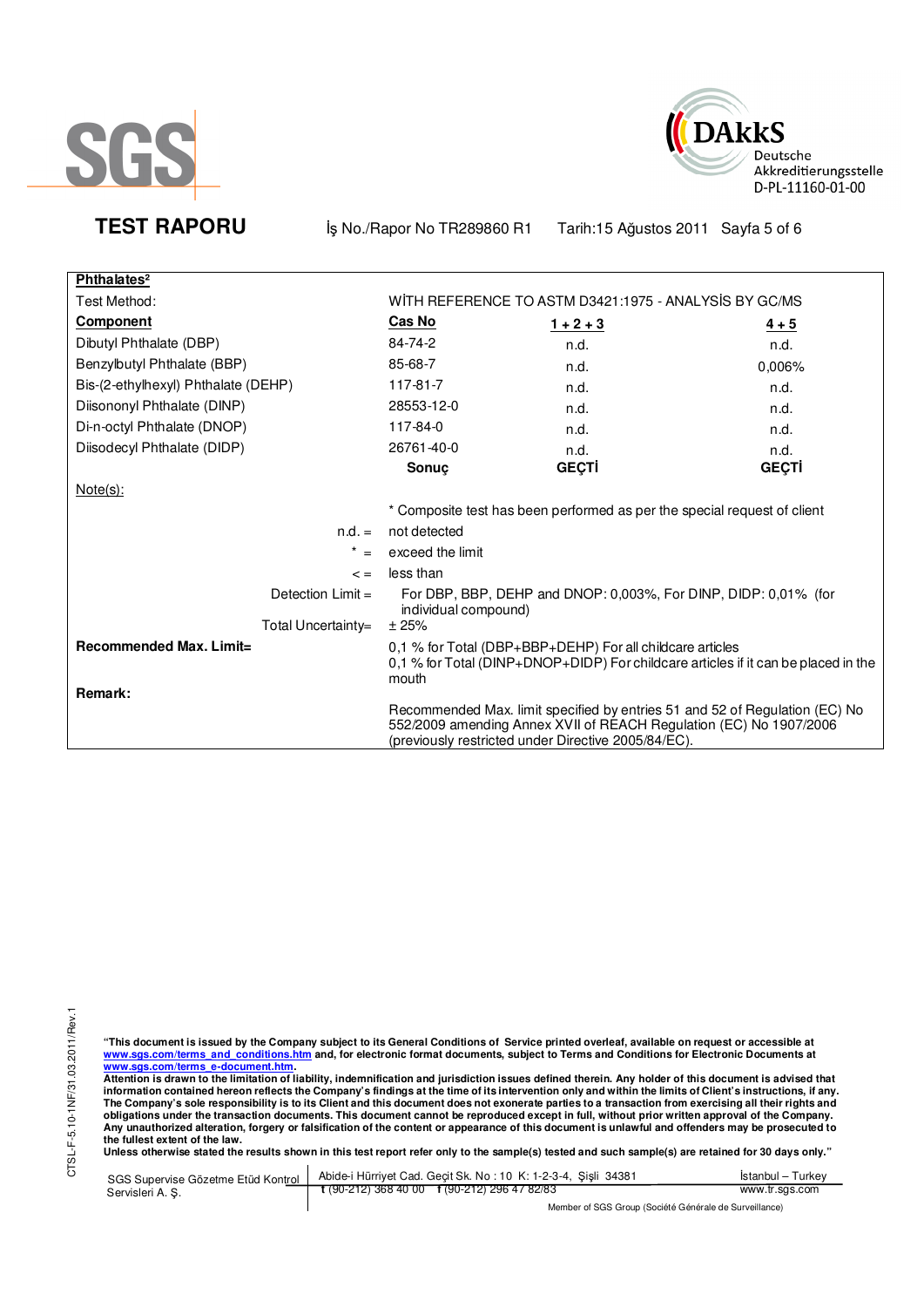**TEST RAPORU** İş No./Rapor No TR289860 R1 Tarih:15 Ağustos 2011

**Phthalates²**

Test Method: WİTH REFERENCE TO ASTM D3421:1975 - ANALYSİS BY GC/MS

| **Component** | **Cas No** | **1 + 2 + 3** | **4 + 5** |
|---|---|---|---|
| Dibutyl Phthalate (DBP) | 84-74-2 | n.d. | n.d. |
| Benzylbutyl Phthalate (BBP) | 85-68-7 | n.d. | 0,006% |
| Bis-(2-ethylhexyl) Phthalate (DEHP) | 117-81-7 | n.d. | n.d. |
| Diisononyl Phthalate (DINP) | 28553-12-0 | n.d. | n.d. |
| Di-n-octyl Phthalate (DNOP) | 117-84-0 | n.d. | n.d. |
| Diisodecyl Phthalate (DIDP) | 26761-40-0 | n.d. | n.d. |
| | **Sonuç** | **GEÇTİ** | **GEÇTİ** |

Note(s):

* Composite test has been performed as per the special request of client

n.d. = not detected

* = exceed the limit

< = less than

Detection Limit = For DBP, BBP, DEHP and DNOP: 0,003%, For DINP, DIDP: 0,01% (for individual compound)

Total Uncertainty= ± 25%

**Recommended Max. Limit=** 0,1 % for Total (DBP+BBP+DEHP) For all childcare articles
0,1 % for Total (DINP+DNOP+DIDP) For childcare articles if it can be placed in the mouth

**Remark:**

Recommended Max. limit specified by entries 51 and 52 of Regulation (EC) No 552/2009 amending Annex XVII of REACH Regulation (EC) No 1907/2006 (previously restricted under Directive 2005/84/EC).

**"This document is issued by the Company subject to its General Conditions of Service printed overleaf, available on request or accessible at www.sgs.com/terms_and_conditions.htm and, for electronic format documents, subject to Terms and Conditions for Electronic Documents at www.sgs.com/terms_e-document.htm.**
**Attention is drawn to the limitation of liability, indemnification and jurisdiction issues defined therein. Any holder of this document is advised that information contained hereon reflects the Company's findings at the time of its intervention only and within the limits of Client's instructions, if any. The Company's sole responsibility is to its Client and this document does not exonerate parties to a transaction from exercising all their rights and obligations under the transaction documents. This document cannot be reproduced except in full, without prior written approval of the Company. Any unauthorized alteration, forgery or falsification of the content or appearance of this document is unlawful and offenders may be prosecuted to the fullest extent of the law.**
**Unless otherwise stated the results shown in this test report refer only to the sample(s) tested and such sample(s) are retained for 30 days only."**

SGS Supervise Gözetme Etüd Kontrol Servisleri A. Ş. | Abide-i Hürriyet Cad. Geçit Sk. No : 10 K: 1-2-3-4, Şişli 34381 | İstanbul – Turkey
t (90-212) 368 40 00 f (90-212) 296 47 82/83 | www.tr.sgs.com

Member of SGS Group (Société Générale de Surveillance)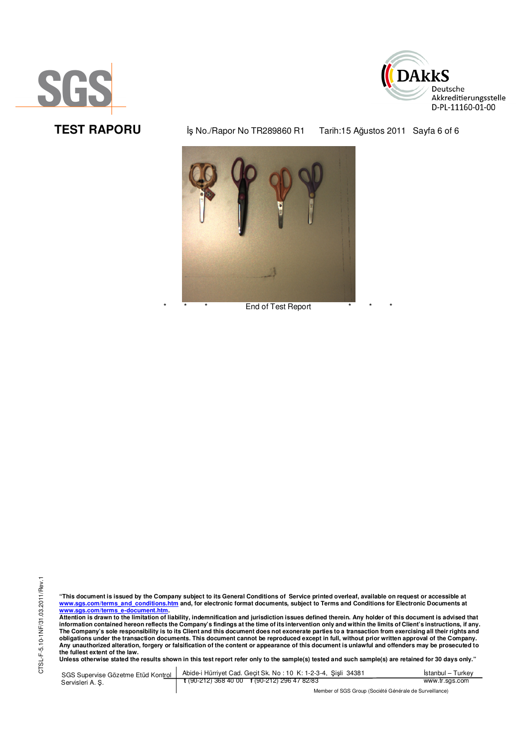**TEST RAPORU** İş No./Rapor No TR289860 R1 Tarih:15 Ağustos 2011

\* \* \* End of Test Report \* \* \*

**"This document is issued by the Company subject to its General Conditions of Service printed overleaf, available on request or accessible at www.sgs.com/terms_and_conditions.htm and, for electronic format documents, subject to Terms and Conditions for Electronic Documents at www.sgs.com/terms_e-document.htm.**
**Attention is drawn to the limitation of liability, indemnification and jurisdiction issues defined therein. Any holder of this document is advised that information contained hereon reflects the Company's findings at the time of its intervention only and within the limits of Client's instructions, if any. The Company's sole responsibility is to its Client and this document does not exonerate parties to a transaction from exercising all their rights and obligations under the transaction documents. This document cannot be reproduced except in full, without prior written approval of the Company. Any unauthorized alteration, forgery or falsification of the content or appearance of this document is unlawful and offenders may be prosecuted to the fullest extent of the law.**
**Unless otherwise stated the results shown in this test report refer only to the sample(s) tested and such sample(s) are retained for 30 days only."**

SGS Supervise Gözetme Etüd Kontrol Servisleri A. Ş. | Abide-i Hürriyet Cad. Geçit Sk. No : 10 K: 1-2-3-4, Şişli 34381 | İstanbul – Turkey
t (90-212) 368 40 00 f (90-212) 296 47 82/83 | www.tr.sgs.com

Member of SGS Group (Société Générale de Surveillance)

CTSL-F-5.10-1NF/31.03.2011/Rev.1